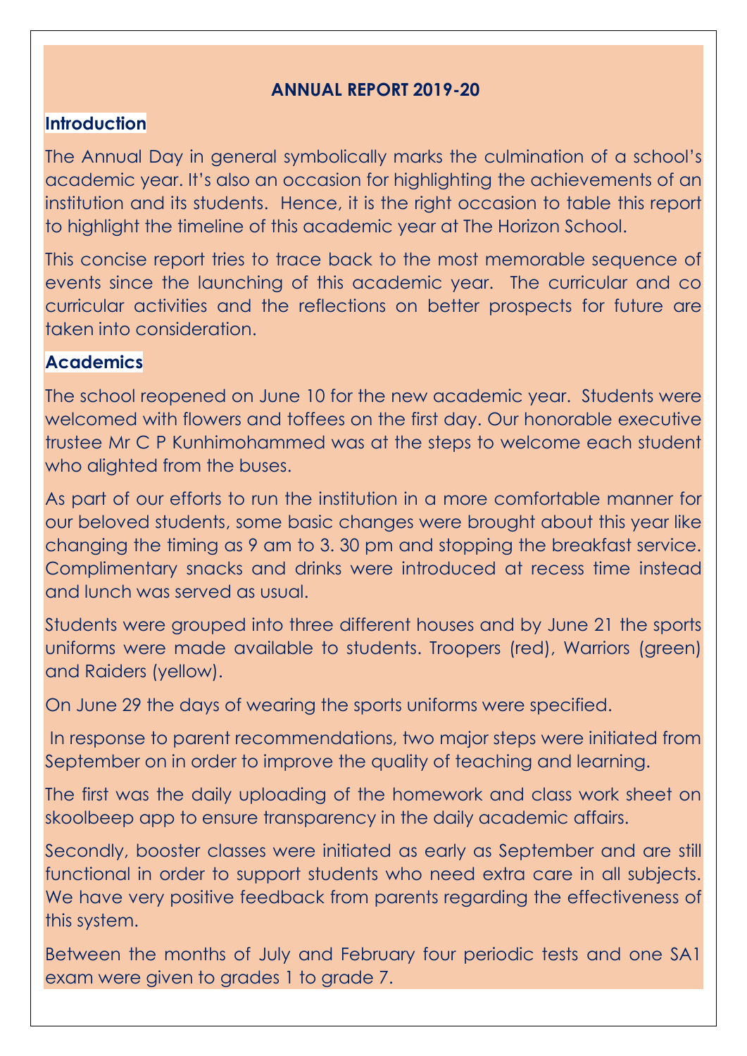# ANNUAL REPORT 2019-20

## Introduction

The Annual Day in general symbolically marks the culmination of a school's academic year. It's also an occasion for highlighting the achievements of an institution and its students. Hence, it is the right occasion to table this report to highlight the timeline of this academic year at The Horizon School.

This concise report tries to trace back to the most memorable sequence of events since the launching of this academic year. The curricular and co curricular activities and the reflections on better prospects for future are taken into consideration.

## Academics

The school reopened on June 10 for the new academic year. Students were welcomed with flowers and toffees on the first day. Our honorable executive trustee Mr C P Kunhimohammed was at the steps to welcome each student who alighted from the buses.

As part of our efforts to run the institution in a more comfortable manner for our beloved students, some basic changes were brought about this year like changing the timing as 9 am to 3. 30 pm and stopping the breakfast service. Complimentary snacks and drinks were introduced at recess time instead and lunch was served as usual.

Students were grouped into three different houses and by June 21 the sports uniforms were made available to students. Troopers (red), Warriors (green) and Raiders (yellow).

On June 29 the days of wearing the sports uniforms were specified.

In response to parent recommendations, two major steps were initiated from September on in order to improve the quality of teaching and learning.

The first was the daily uploading of the homework and class work sheet on skoolbeep app to ensure transparency in the daily academic affairs.

Secondly, booster classes were initiated as early as September and are still functional in order to support students who need extra care in all subjects. We have very positive feedback from parents regarding the effectiveness of this system.

Between the months of July and February four periodic tests and one SA1 exam were given to grades 1 to grade 7.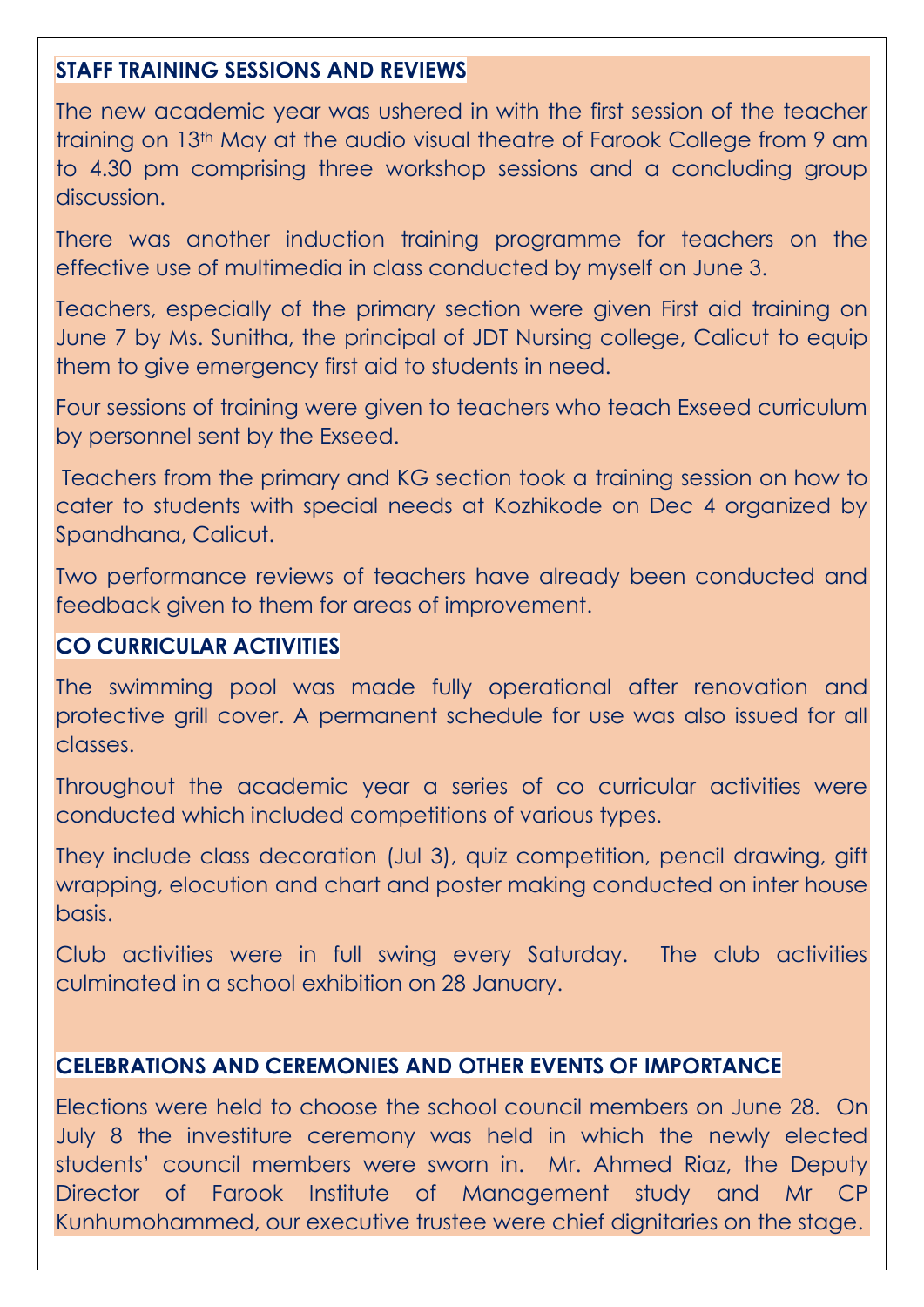## STAFF TRAINING SESSIONS AND REVIEWS

The new academic year was ushered in with the first session of the teacher training on 13th May at the audio visual theatre of Farook College from 9 am to 4.30 pm comprising three workshop sessions and a concluding group discussion.

There was another induction training programme for teachers on the effective use of multimedia in class conducted by myself on June 3.

Teachers, especially of the primary section were given First aid training on June 7 by Ms. Sunitha, the principal of JDT Nursing college, Calicut to equip them to give emergency first aid to students in need.

Four sessions of training were given to teachers who teach Exseed curriculum by personnel sent by the Exseed.

Teachers from the primary and KG section took a training session on how to cater to students with special needs at Kozhikode on Dec 4 organized by Spandhana, Calicut.

Two performance reviews of teachers have already been conducted and feedback given to them for areas of improvement.

## CO CURRICULAR ACTIVITIES

The swimming pool was made fully operational after renovation and protective grill cover. A permanent schedule for use was also issued for all classes.

Throughout the academic year a series of co curricular activities were conducted which included competitions of various types.

They include class decoration (Jul 3), quiz competition, pencil drawing, gift wrapping, elocution and chart and poster making conducted on inter house basis.

Club activities were in full swing every Saturday. The club activities culminated in a school exhibition on 28 January.

## CELEBRATIONS AND CEREMONIES AND OTHER EVENTS OF IMPORTANCE

Elections were held to choose the school council members on June 28. On July 8 the investiture ceremony was held in which the newly elected students' council members were sworn in. Mr. Ahmed Riaz, the Deputy Director of Farook Institute of Management study and Mr CP Kunhumohammed, our executive trustee were chief dignitaries on the stage.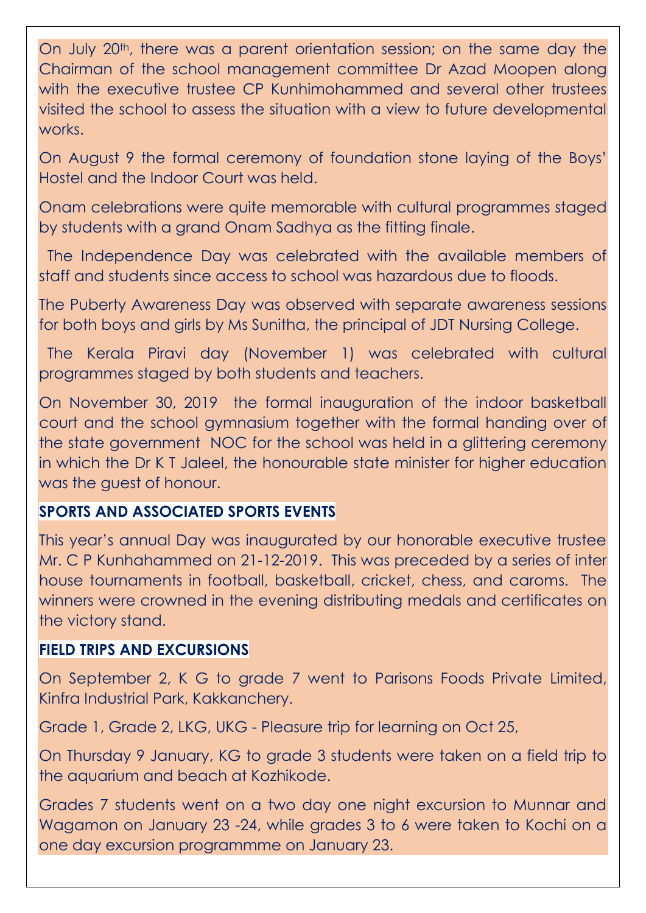On July 20th, there was a parent orientation session; on the same day the Chairman of the school management committee Dr Azad Moopen along with the executive trustee CP Kunhimohammed and several other trustees visited the school to assess the situation with a view to future developmental works.

On August 9 the formal ceremony of foundation stone laying of the Boys' Hostel and the Indoor Court was held.

Onam celebrations were quite memorable with cultural programmes staged by students with a grand Onam Sadhya as the fitting finale.

The Independence Day was celebrated with the available members of staff and students since access to school was hazardous due to floods.

The Puberty Awareness Day was observed with separate awareness sessions for both boys and girls by Ms Sunitha, the principal of JDT Nursing College.

The Kerala Piravi day (November 1) was celebrated with cultural programmes staged by both students and teachers.

On November 30, 2019 the formal inauguration of the indoor basketball court and the school gymnasium together with the formal handing over of the state government NOC for the school was held in a glittering ceremony in which the Dr K T Jaleel, the honourable state minister for higher education was the guest of honour.

**SPORTS AND ASSOCIATED SPORTS EVENTS**

This year's annual Day was inaugurated by our honorable executive trustee Mr. C P Kunhahammed on 21-12-2019. This was preceded by a series of inter house tournaments in football, basketball, cricket, chess, and caroms. The winners were crowned in the evening distributing medals and certificates on the victory stand.

**FIELD TRIPS AND EXCURSIONS**

On September 2, K G to grade 7 went to Parisons Foods Private Limited, Kinfra Industrial Park, Kakkanchery.

Grade 1, Grade 2, LKG, UKG - Pleasure trip for learning on Oct 25,

On Thursday 9 January, KG to grade 3 students were taken on a field trip to the aquarium and beach at Kozhikode.

Grades 7 students went on a two day one night excursion to Munnar and Wagamon on January 23 -24, while grades 3 to 6 were taken to Kochi on a one day excursion programmme on January 23.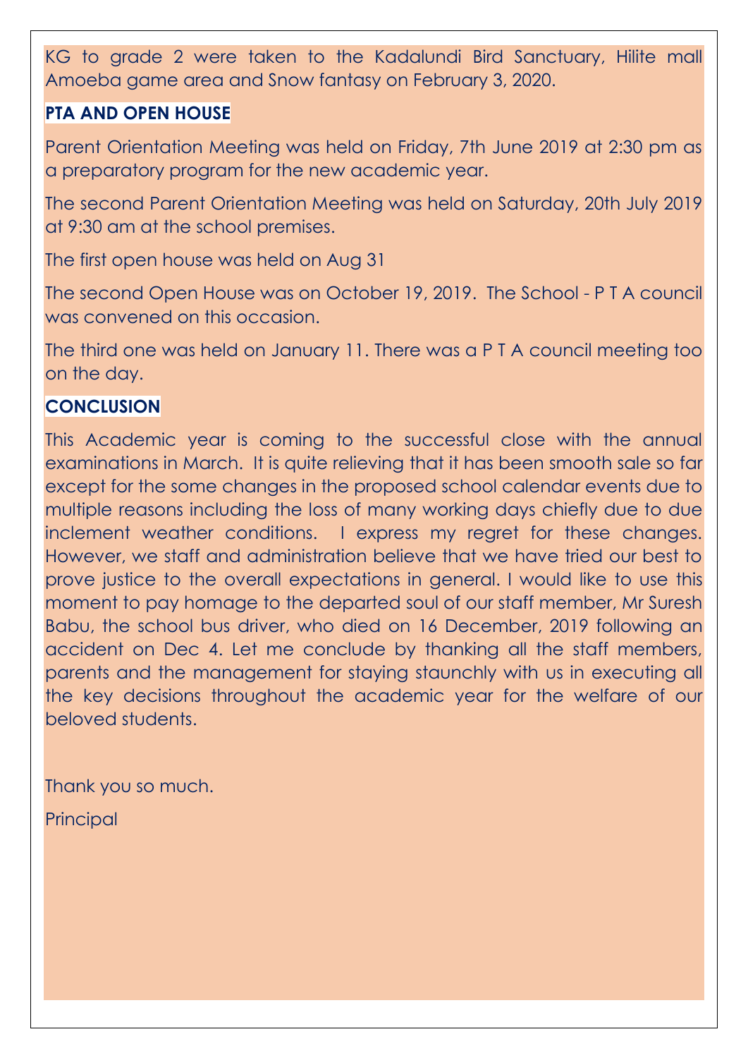KG to grade 2 were taken to the Kadalundi Bird Sanctuary, Hilite mall Amoeba game area and Snow fantasy on February 3, 2020.

## PTA AND OPEN HOUSE

Parent Orientation Meeting was held on Friday, 7th June 2019 at 2:30 pm as a preparatory program for the new academic year.

The second Parent Orientation Meeting was held on Saturday, 20th July 2019 at 9:30 am at the school premises.

The first open house was held on Aug 31

The second Open House was on October 19, 2019. The School - P T A council was convened on this occasion.

The third one was held on January 11. There was a P T A council meeting too on the day.

## CONCLUSION

This Academic year is coming to the successful close with the annual examinations in March. It is quite relieving that it has been smooth sale so far except for the some changes in the proposed school calendar events due to multiple reasons including the loss of many working days chiefly due to due inclement weather conditions. I express my regret for these changes. However, we staff and administration believe that we have tried our best to prove justice to the overall expectations in general. I would like to use this moment to pay homage to the departed soul of our staff member, Mr Suresh Babu, the school bus driver, who died on 16 December, 2019 following an accident on Dec 4. Let me conclude by thanking all the staff members, parents and the management for staying staunchly with us in executing all the key decisions throughout the academic year for the welfare of our beloved students.

Thank you so much.

Principal